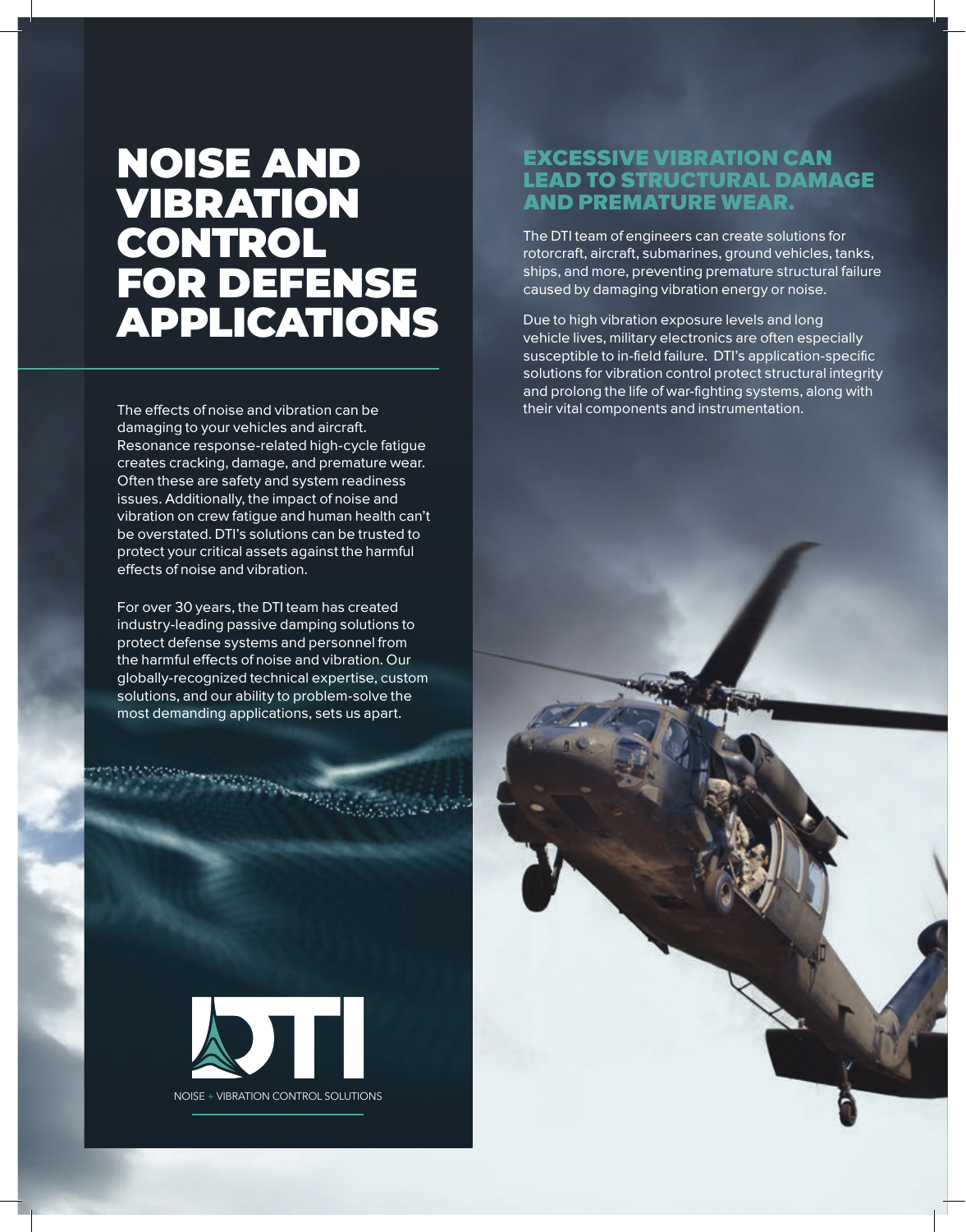# NOISE AND VIBRATION CONTROL FOR DEFENSE APPLICATIONS

The effects of noise and vibration can be damaging to your vehicles and aircraft. Resonance response-related high-cycle fatigue creates cracking, damage, and premature wear. Often these are safety and system readiness issues. Additionally, the impact of noise and vibration on crew fatigue and human health can't be overstated. DTI's solutions can be trusted to protect your critical assets against the harmful effects of noise and vibration.

For over 30 years, the DTI team has created industry-leading passive damping solutions to protect defense systems and personnel from the harmful effects of noise and vibration. Our globally-recognized technical expertise, custom solutions, and our ability to problem-solve the most demanding applications, sets us apart.

DTI

NOISE + VIBRATION CONTROL SOLUTIONS

## EXCESSIVE VIBRATION CAN LEAD TO STRUCTURAL DAMAGE AND PREMATURE WEAR.

The DTI team of engineers can create solutions for rotorcraft, aircraft, submarines, ground vehicles, tanks, ships, and more, preventing premature structural failure caused by damaging vibration energy or noise.

Due to high vibration exposure levels and long vehicle lives, military electronics are often especially susceptible to in-field failure. DTI's application-specific solutions for vibration control protect structural integrity and prolong the life of war-fighting systems, along with their vital components and instrumentation.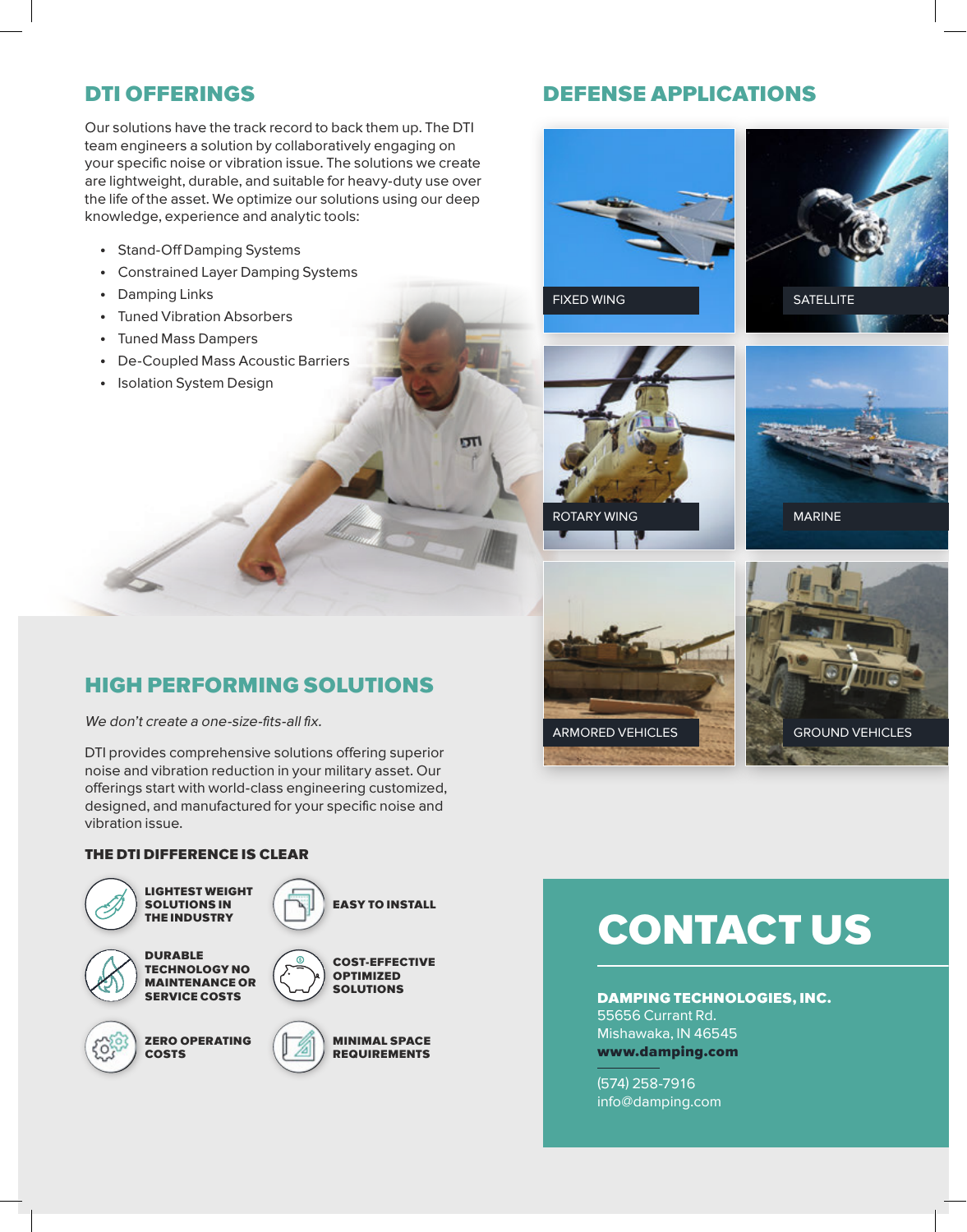## DTI OFFERINGS

Our solutions have the track record to back them up. The DTI team engineers a solution by collaboratively engaging on your specific noise or vibration issue. The solutions we create are lightweight, durable, and suitable for heavy-duty use over the life of the asset. We optimize our solutions using our deep knowledge, experience and analytic tools:

- Stand-Off Damping Systems
- Constrained Layer Damping Systems
- Damping Links
- Tuned Vibration Absorbers
- Tuned Mass Dampers
- De-Coupled Mass Acoustic Barriers
- Isolation System Design

## HIGH PERFORMING SOLUTIONS

*We don't create a one-size-fits-all fix.*

DTI provides comprehensive solutions offering superior noise and vibration reduction in your military asset. Our offerings start with world-class engineering customized, designed, and manufactured for your specific noise and vibration issue.

### THE DTI DIFFERENCE IS CLEAR

- **LIGHTEST WEIGHT SOLUTIONS IN THE INDUSTRY**
- **EASY TO INSTALL**
- **DURABLE TECHNOLOGY NO MAINTENANCE OR SERVICE COSTS**
- **COST-EFFECTIVE OPTIMIZED SOLUTIONS**
- **ZERO OPERATING COSTS**
- **MINIMAL SPACE REQUIREMENTS**

## DEFENSE APPLICATIONS

FIXED WING

SATELLITE

ROTARY WING

MARINE

ARMORED VEHICLES

GROUND VEHICLES

# CONTACT US

**DAMPING TECHNOLOGIES, INC.**
55656 Currant Rd.
Mishawaka, IN 46545
**www.damping.com**

(574) 258-7916
info@damping.com